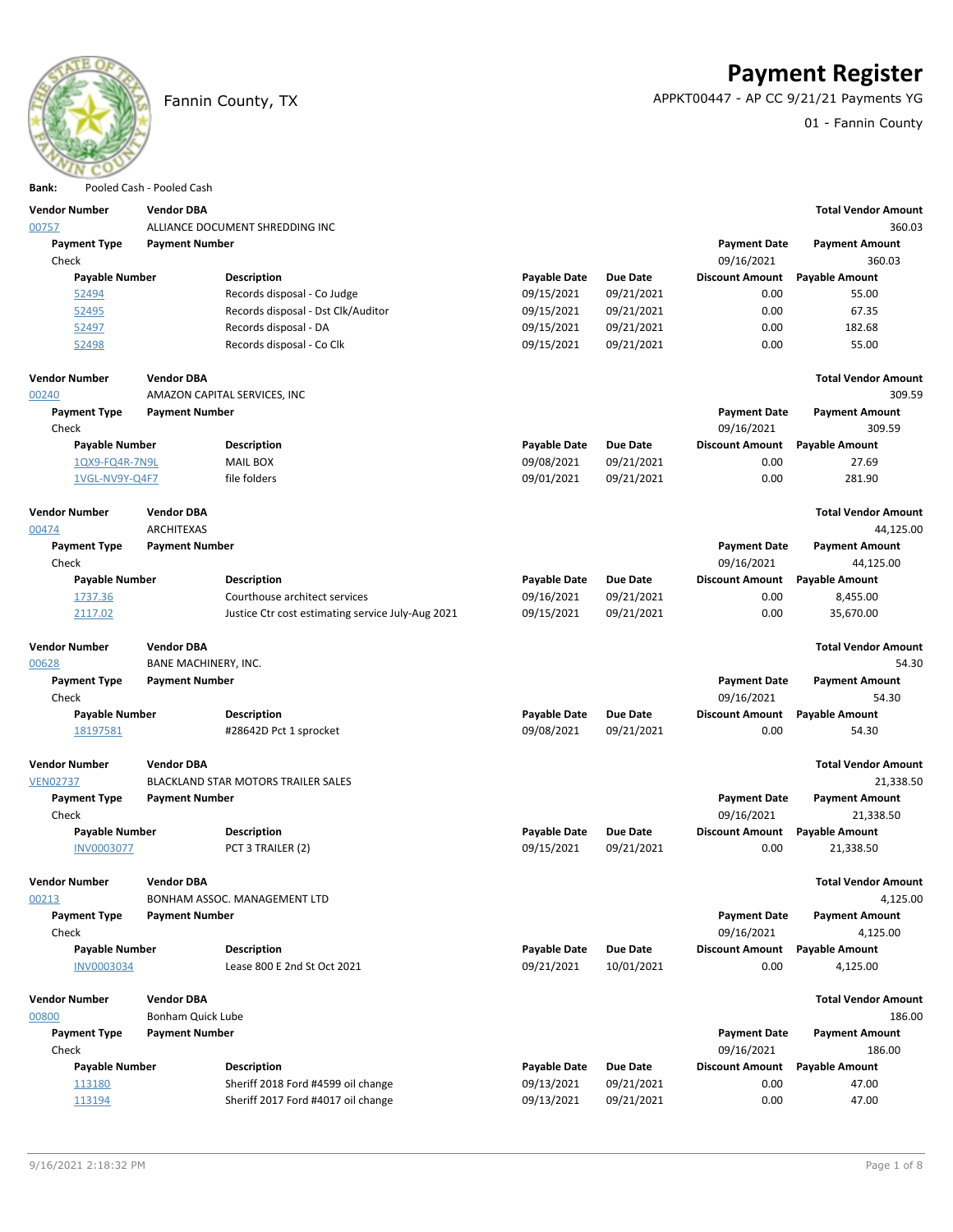# Payment Register

Fannin County, TX

APPKT00447 - AP CC 9/21/21 Payments YG

01 - Fannin County

**Bank:** Pooled Cash - Pooled Cash

| Vendor Number | Vendor DBA | | | | | Total Vendor Amount |
|---|---|---|---|---|---|---|
| 00757 | ALLIANCE DOCUMENT SHREDDING INC | | | | | 360.03 |
| **Payment Type** | **Payment Number** | | | | **Payment Date** | **Payment Amount** |
| Check | | | | | 09/16/2021 | 360.03 |
| **Payable Number** | | **Description** | **Payable Date** | **Due Date** | **Discount Amount** | **Payable Amount** |
| 52494 | | Records disposal - Co Judge | 09/15/2021 | 09/21/2021 | 0.00 | 55.00 |
| 52495 | | Records disposal - Dst Clk/Auditor | 09/15/2021 | 09/21/2021 | 0.00 | 67.35 |
| 52497 | | Records disposal - DA | 09/15/2021 | 09/21/2021 | 0.00 | 182.68 |
| 52498 | | Records disposal - Co Clk | 09/15/2021 | 09/21/2021 | 0.00 | 55.00 |

| Vendor Number | Vendor DBA | | | | | Total Vendor Amount |
|---|---|---|---|---|---|---|
| 00240 | AMAZON CAPITAL SERVICES, INC | | | | | 309.59 |
| **Payment Type** | **Payment Number** | | | | **Payment Date** | **Payment Amount** |
| Check | | | | | 09/16/2021 | 309.59 |
| **Payable Number** | | **Description** | **Payable Date** | **Due Date** | **Discount Amount** | **Payable Amount** |
| 1QX9-FQ4R-7N9L | | MAIL BOX | 09/08/2021 | 09/21/2021 | 0.00 | 27.69 |
| 1VGL-NV9Y-Q4F7 | | file folders | 09/01/2021 | 09/21/2021 | 0.00 | 281.90 |

| Vendor Number | Vendor DBA | | | | | Total Vendor Amount |
|---|---|---|---|---|---|---|
| 00474 | ARCHITEXAS | | | | | 44,125.00 |
| **Payment Type** | **Payment Number** | | | | **Payment Date** | **Payment Amount** |
| Check | | | | | 09/16/2021 | 44,125.00 |
| **Payable Number** | | **Description** | **Payable Date** | **Due Date** | **Discount Amount** | **Payable Amount** |
| 1737.36 | | Courthouse architect services | 09/16/2021 | 09/21/2021 | 0.00 | 8,455.00 |
| 2117.02 | | Justice Ctr cost estimating service July-Aug 2021 | 09/15/2021 | 09/21/2021 | 0.00 | 35,670.00 |

| Vendor Number | Vendor DBA | | | | | Total Vendor Amount |
|---|---|---|---|---|---|---|
| 00628 | BANE MACHINERY, INC. | | | | | 54.30 |
| **Payment Type** | **Payment Number** | | | | **Payment Date** | **Payment Amount** |
| Check | | | | | 09/16/2021 | 54.30 |
| **Payable Number** | | **Description** | **Payable Date** | **Due Date** | **Discount Amount** | **Payable Amount** |
| 18197581 | | #28642D Pct 1 sprocket | 09/08/2021 | 09/21/2021 | 0.00 | 54.30 |

| Vendor Number | Vendor DBA | | | | | Total Vendor Amount |
|---|---|---|---|---|---|---|
| VEN02737 | BLACKLAND STAR MOTORS TRAILER SALES | | | | | 21,338.50 |
| **Payment Type** | **Payment Number** | | | | **Payment Date** | **Payment Amount** |
| Check | | | | | 09/16/2021 | 21,338.50 |
| **Payable Number** | | **Description** | **Payable Date** | **Due Date** | **Discount Amount** | **Payable Amount** |
| INV0003077 | | PCT 3 TRAILER (2) | 09/15/2021 | 09/21/2021 | 0.00 | 21,338.50 |

| Vendor Number | Vendor DBA | | | | | Total Vendor Amount |
|---|---|---|---|---|---|---|
| 00213 | BONHAM ASSOC. MANAGEMENT LTD | | | | | 4,125.00 |
| **Payment Type** | **Payment Number** | | | | **Payment Date** | **Payment Amount** |
| Check | | | | | 09/16/2021 | 4,125.00 |
| **Payable Number** | | **Description** | **Payable Date** | **Due Date** | **Discount Amount** | **Payable Amount** |
| INV0003034 | | Lease 800 E 2nd St Oct 2021 | 09/21/2021 | 10/01/2021 | 0.00 | 4,125.00 |

| Vendor Number | Vendor DBA | | | | | Total Vendor Amount |
|---|---|---|---|---|---|---|
| 00800 | Bonham Quick Lube | | | | | 186.00 |
| **Payment Type** | **Payment Number** | | | | **Payment Date** | **Payment Amount** |
| Check | | | | | 09/16/2021 | 186.00 |
| **Payable Number** | | **Description** | **Payable Date** | **Due Date** | **Discount Amount** | **Payable Amount** |
| 113180 | | Sheriff 2018 Ford #4599 oil change | 09/13/2021 | 09/21/2021 | 0.00 | 47.00 |
| 113194 | | Sheriff 2017 Ford #4017 oil change | 09/13/2021 | 09/21/2021 | 0.00 | 47.00 |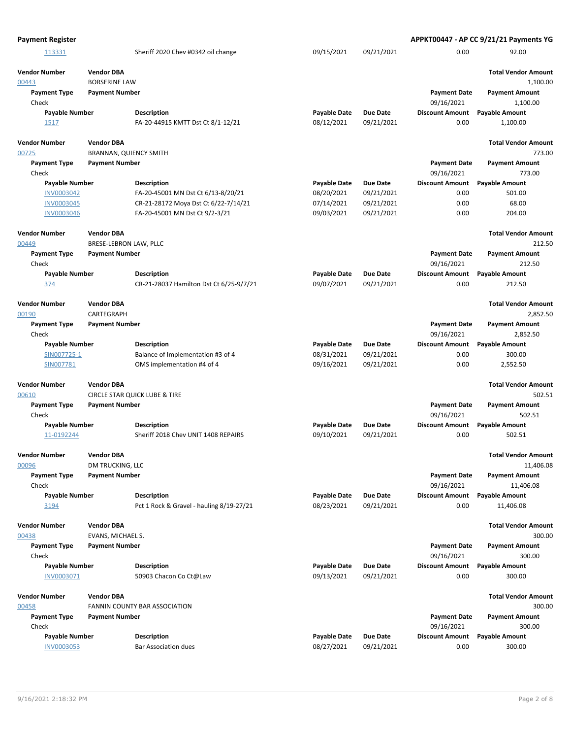| | | | | | |
|---|---|---|---|---|---|
| 113331 | Sheriff 2020 Chev #0342 oil change | 09/15/2021 | 09/21/2021 | 0.00 | 92.00 |

**Vendor Number** 00443 **Vendor DBA** BORSERINE LAW — **Total Vendor Amount** 1,100.00

| Payment Type | Payment Number | Payment Date | Payment Amount |
|---|---|---|---|
| Check | | 09/16/2021 | 1,100.00 |

| Payable Number | Description | Payable Date | Due Date | Discount Amount | Payable Amount |
|---|---|---|---|---|---|
| 1517 | FA-20-44915 KMTT Dst Ct 8/1-12/21 | 08/12/2021 | 09/21/2021 | 0.00 | 1,100.00 |

**Vendor Number** 00725 **Vendor DBA** BRANNAN, QUIENCY SMITH — **Total Vendor Amount** 773.00

| Payment Type | Payment Number | Payment Date | Payment Amount |
|---|---|---|---|
| Check | | 09/16/2021 | 773.00 |

| Payable Number | Description | Payable Date | Due Date | Discount Amount | Payable Amount |
|---|---|---|---|---|---|
| INV0003042 | FA-20-45001 MN Dst Ct 6/13-8/20/21 | 08/20/2021 | 09/21/2021 | 0.00 | 501.00 |
| INV0003045 | CR-21-28172 Moya Dst Ct 6/22-7/14/21 | 07/14/2021 | 09/21/2021 | 0.00 | 68.00 |
| INV0003046 | FA-20-45001 MN Dst Ct 9/2-3/21 | 09/03/2021 | 09/21/2021 | 0.00 | 204.00 |

**Vendor Number** 00449 **Vendor DBA** BRESE-LEBRON LAW, PLLC — **Total Vendor Amount** 212.50

| Payment Type | Payment Number | Payment Date | Payment Amount |
|---|---|---|---|
| Check | | 09/16/2021 | 212.50 |

| Payable Number | Description | Payable Date | Due Date | Discount Amount | Payable Amount |
|---|---|---|---|---|---|
| 374 | CR-21-28037 Hamilton Dst Ct 6/25-9/7/21 | 09/07/2021 | 09/21/2021 | 0.00 | 212.50 |

**Vendor Number** 00190 **Vendor DBA** CARTEGRAPH — **Total Vendor Amount** 2,852.50

| Payment Type | Payment Number | Payment Date | Payment Amount |
|---|---|---|---|
| Check | | 09/16/2021 | 2,852.50 |

| Payable Number | Description | Payable Date | Due Date | Discount Amount | Payable Amount |
|---|---|---|---|---|---|
| SIN007725-1 | Balance of Implementation #3 of 4 | 08/31/2021 | 09/21/2021 | 0.00 | 300.00 |
| SIN007781 | OMS implementation #4 of 4 | 09/16/2021 | 09/21/2021 | 0.00 | 2,552.50 |

**Vendor Number** 00610 **Vendor DBA** CIRCLE STAR QUICK LUBE & TIRE — **Total Vendor Amount** 502.51

| Payment Type | Payment Number | Payment Date | Payment Amount |
|---|---|---|---|
| Check | | 09/16/2021 | 502.51 |

| Payable Number | Description | Payable Date | Due Date | Discount Amount | Payable Amount |
|---|---|---|---|---|---|
| 11-0192244 | Sheriff 2018 Chev UNIT 1408 REPAIRS | 09/10/2021 | 09/21/2021 | 0.00 | 502.51 |

**Vendor Number** 00096 **Vendor DBA** DM TRUCKING, LLC — **Total Vendor Amount** 11,406.08

| Payment Type | Payment Number | Payment Date | Payment Amount |
|---|---|---|---|
| Check | | 09/16/2021 | 11,406.08 |

| Payable Number | Description | Payable Date | Due Date | Discount Amount | Payable Amount |
|---|---|---|---|---|---|
| 3194 | Pct 1 Rock & Gravel - hauling 8/19-27/21 | 08/23/2021 | 09/21/2021 | 0.00 | 11,406.08 |

**Vendor Number** 00438 **Vendor DBA** EVANS, MICHAEL S. — **Total Vendor Amount** 300.00

| Payment Type | Payment Number | Payment Date | Payment Amount |
|---|---|---|---|
| Check | | 09/16/2021 | 300.00 |

| Payable Number | Description | Payable Date | Due Date | Discount Amount | Payable Amount |
|---|---|---|---|---|---|
| INV0003071 | 50903 Chacon Co Ct@Law | 09/13/2021 | 09/21/2021 | 0.00 | 300.00 |

**Vendor Number** 00458 **Vendor DBA** FANNIN COUNTY BAR ASSOCIATION — **Total Vendor Amount** 300.00

| Payment Type | Payment Number | Payment Date | Payment Amount |
|---|---|---|---|
| Check | | 09/16/2021 | 300.00 |

| Payable Number | Description | Payable Date | Due Date | Discount Amount | Payable Amount |
|---|---|---|---|---|---|
| INV0003053 | Bar Association dues | 08/27/2021 | 09/21/2021 | 0.00 | 300.00 |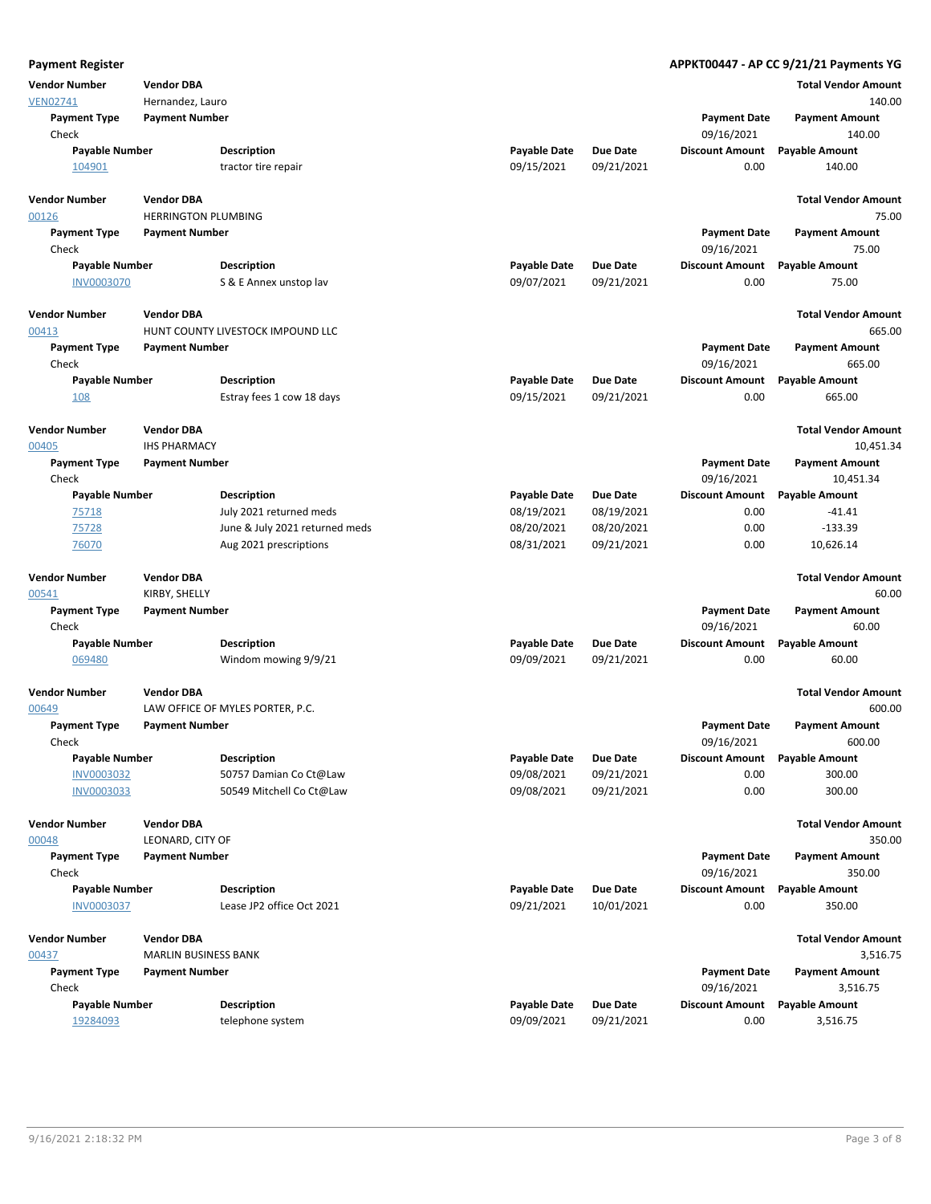**Payment Register** **APPKT00447 - AP CC 9/21/21 Payments YG**

| Vendor Number | Vendor DBA | | | | | Total Vendor Amount |
|---|---|---|---|---|---|---|
| VEN02741 | Hernandez, Lauro | | | | | 140.00 |
| Payment Type | Payment Number | | | | Payment Date | Payment Amount |
| Check | | | | | 09/16/2021 | 140.00 |
| Payable Number | Description | | Payable Date | Due Date | Discount Amount | Payable Amount |
| 104901 | tractor tire repair | | 09/15/2021 | 09/21/2021 | 0.00 | 140.00 |

| Vendor Number | Vendor DBA | | | | | Total Vendor Amount |
|---|---|---|---|---|---|---|
| 00126 | HERRINGTON PLUMBING | | | | | 75.00 |
| Payment Type | Payment Number | | | | Payment Date | Payment Amount |
| Check | | | | | 09/16/2021 | 75.00 |
| Payable Number | Description | | Payable Date | Due Date | Discount Amount | Payable Amount |
| INV0003070 | S & E Annex unstop lav | | 09/07/2021 | 09/21/2021 | 0.00 | 75.00 |

| Vendor Number | Vendor DBA | | | | | Total Vendor Amount |
|---|---|---|---|---|---|---|
| 00413 | HUNT COUNTY LIVESTOCK IMPOUND LLC | | | | | 665.00 |
| Payment Type | Payment Number | | | | Payment Date | Payment Amount |
| Check | | | | | 09/16/2021 | 665.00 |
| Payable Number | Description | | Payable Date | Due Date | Discount Amount | Payable Amount |
| 108 | Estray fees 1 cow 18 days | | 09/15/2021 | 09/21/2021 | 0.00 | 665.00 |

| Vendor Number | Vendor DBA | | | | | Total Vendor Amount |
|---|---|---|---|---|---|---|
| 00405 | IHS PHARMACY | | | | | 10,451.34 |
| Payment Type | Payment Number | | | | Payment Date | Payment Amount |
| Check | | | | | 09/16/2021 | 10,451.34 |
| Payable Number | Description | | Payable Date | Due Date | Discount Amount | Payable Amount |
| 75718 | July 2021 returned meds | | 08/19/2021 | 08/19/2021 | 0.00 | -41.41 |
| 75728 | June & July 2021 returned meds | | 08/20/2021 | 08/20/2021 | 0.00 | -133.39 |
| 76070 | Aug 2021 prescriptions | | 08/31/2021 | 09/21/2021 | 0.00 | 10,626.14 |

| Vendor Number | Vendor DBA | | | | | Total Vendor Amount |
|---|---|---|---|---|---|---|
| 00541 | KIRBY, SHELLY | | | | | 60.00 |
| Payment Type | Payment Number | | | | Payment Date | Payment Amount |
| Check | | | | | 09/16/2021 | 60.00 |
| Payable Number | Description | | Payable Date | Due Date | Discount Amount | Payable Amount |
| 069480 | Windom mowing 9/9/21 | | 09/09/2021 | 09/21/2021 | 0.00 | 60.00 |

| Vendor Number | Vendor DBA | | | | | Total Vendor Amount |
|---|---|---|---|---|---|---|
| 00649 | LAW OFFICE OF MYLES PORTER, P.C. | | | | | 600.00 |
| Payment Type | Payment Number | | | | Payment Date | Payment Amount |
| Check | | | | | 09/16/2021 | 600.00 |
| Payable Number | Description | | Payable Date | Due Date | Discount Amount | Payable Amount |
| INV0003032 | 50757 Damian Co Ct@Law | | 09/08/2021 | 09/21/2021 | 0.00 | 300.00 |
| INV0003033 | 50549 Mitchell Co Ct@Law | | 09/08/2021 | 09/21/2021 | 0.00 | 300.00 |

| Vendor Number | Vendor DBA | | | | | Total Vendor Amount |
|---|---|---|---|---|---|---|
| 00048 | LEONARD, CITY OF | | | | | 350.00 |
| Payment Type | Payment Number | | | | Payment Date | Payment Amount |
| Check | | | | | 09/16/2021 | 350.00 |
| Payable Number | Description | | Payable Date | Due Date | Discount Amount | Payable Amount |
| INV0003037 | Lease JP2 office Oct 2021 | | 09/21/2021 | 10/01/2021 | 0.00 | 350.00 |

| Vendor Number | Vendor DBA | | | | | Total Vendor Amount |
|---|---|---|---|---|---|---|
| 00437 | MARLIN BUSINESS BANK | | | | | 3,516.75 |
| Payment Type | Payment Number | | | | Payment Date | Payment Amount |
| Check | | | | | 09/16/2021 | 3,516.75 |
| Payable Number | Description | | Payable Date | Due Date | Discount Amount | Payable Amount |
| 19284093 | telephone system | | 09/09/2021 | 09/21/2021 | 0.00 | 3,516.75 |

9/16/2021 2:18:32 PM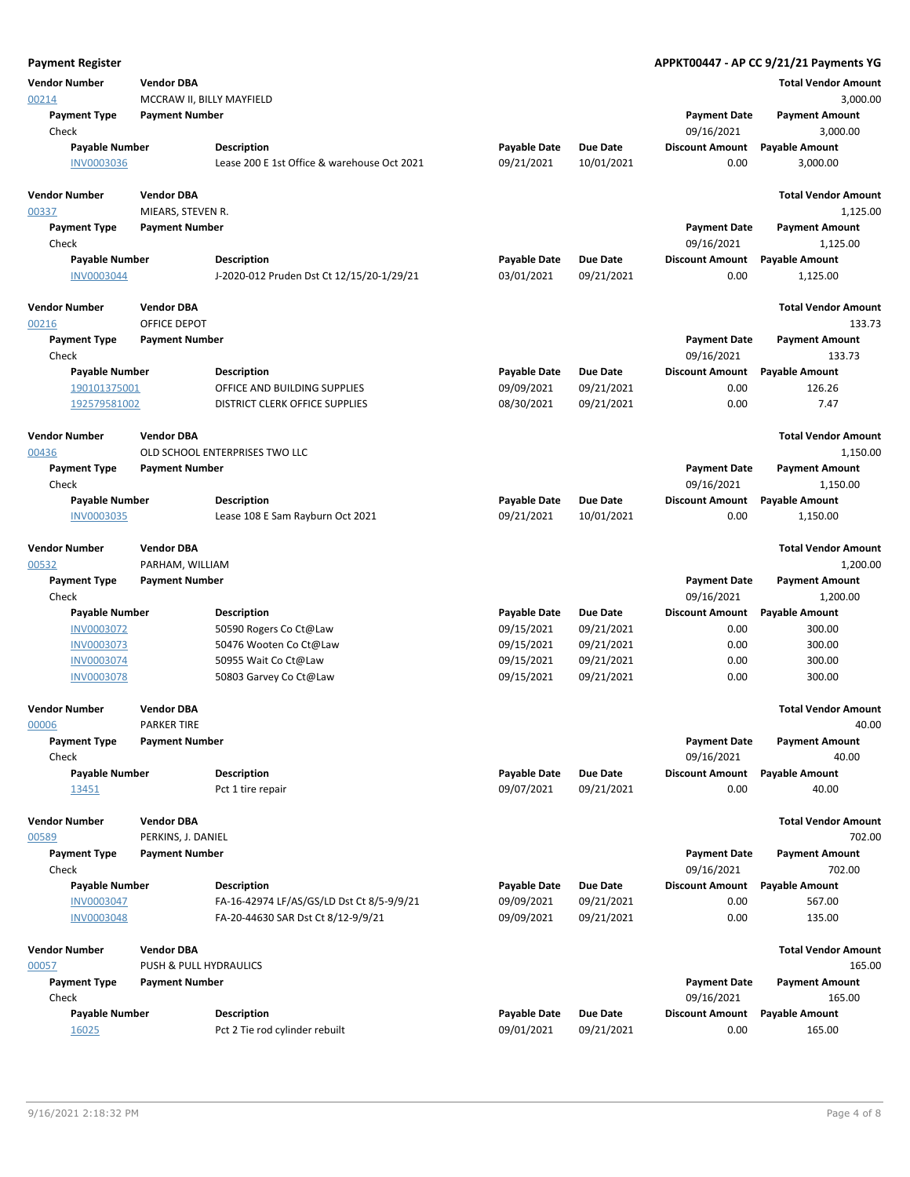**Payment Register** **APPKT00447 - AP CC 9/21/21 Payments YG**

| Vendor Number | Vendor DBA | | | | | Total Vendor Amount |
|---|---|---|---|---|---|---|
| 00214 | MCCRAW II, BILLY MAYFIELD | | | | | 3,000.00 |
| Payment Type | Payment Number | | | | Payment Date | Payment Amount |
| Check | | | | | 09/16/2021 | 3,000.00 |
| Payable Number | | Description | Payable Date | Due Date | Discount Amount | Payable Amount |
| INV0003036 | | Lease 200 E 1st Office & warehouse Oct 2021 | 09/21/2021 | 10/01/2021 | 0.00 | 3,000.00 |

| Vendor Number | Vendor DBA | | | | | Total Vendor Amount |
|---|---|---|---|---|---|---|
| 00337 | MIEARS, STEVEN R. | | | | | 1,125.00 |
| Payment Type | Payment Number | | | | Payment Date | Payment Amount |
| Check | | | | | 09/16/2021 | 1,125.00 |
| Payable Number | | Description | Payable Date | Due Date | Discount Amount | Payable Amount |
| INV0003044 | | J-2020-012 Pruden Dst Ct 12/15/20-1/29/21 | 03/01/2021 | 09/21/2021 | 0.00 | 1,125.00 |

| Vendor Number | Vendor DBA | | | | | Total Vendor Amount |
|---|---|---|---|---|---|---|
| 00216 | OFFICE DEPOT | | | | | 133.73 |
| Payment Type | Payment Number | | | | Payment Date | Payment Amount |
| Check | | | | | 09/16/2021 | 133.73 |
| Payable Number | | Description | Payable Date | Due Date | Discount Amount | Payable Amount |
| 190101375001 | | OFFICE AND BUILDING SUPPLIES | 09/09/2021 | 09/21/2021 | 0.00 | 126.26 |
| 192579581002 | | DISTRICT CLERK OFFICE SUPPLIES | 08/30/2021 | 09/21/2021 | 0.00 | 7.47 |

| Vendor Number | Vendor DBA | | | | | Total Vendor Amount |
|---|---|---|---|---|---|---|
| 00436 | OLD SCHOOL ENTERPRISES TWO LLC | | | | | 1,150.00 |
| Payment Type | Payment Number | | | | Payment Date | Payment Amount |
| Check | | | | | 09/16/2021 | 1,150.00 |
| Payable Number | | Description | Payable Date | Due Date | Discount Amount | Payable Amount |
| INV0003035 | | Lease 108 E Sam Rayburn Oct 2021 | 09/21/2021 | 10/01/2021 | 0.00 | 1,150.00 |

| Vendor Number | Vendor DBA | | | | | Total Vendor Amount |
|---|---|---|---|---|---|---|
| 00532 | PARHAM, WILLIAM | | | | | 1,200.00 |
| Payment Type | Payment Number | | | | Payment Date | Payment Amount |
| Check | | | | | 09/16/2021 | 1,200.00 |
| Payable Number | | Description | Payable Date | Due Date | Discount Amount | Payable Amount |
| INV0003072 | | 50590 Rogers Co Ct@Law | 09/15/2021 | 09/21/2021 | 0.00 | 300.00 |
| INV0003073 | | 50476 Wooten Co Ct@Law | 09/15/2021 | 09/21/2021 | 0.00 | 300.00 |
| INV0003074 | | 50955 Wait Co Ct@Law | 09/15/2021 | 09/21/2021 | 0.00 | 300.00 |
| INV0003078 | | 50803 Garvey Co Ct@Law | 09/15/2021 | 09/21/2021 | 0.00 | 300.00 |

| Vendor Number | Vendor DBA | | | | | Total Vendor Amount |
|---|---|---|---|---|---|---|
| 00006 | PARKER TIRE | | | | | 40.00 |
| Payment Type | Payment Number | | | | Payment Date | Payment Amount |
| Check | | | | | 09/16/2021 | 40.00 |
| Payable Number | | Description | Payable Date | Due Date | Discount Amount | Payable Amount |
| 13451 | | Pct 1 tire repair | 09/07/2021 | 09/21/2021 | 0.00 | 40.00 |

| Vendor Number | Vendor DBA | | | | | Total Vendor Amount |
|---|---|---|---|---|---|---|
| 00589 | PERKINS, J. DANIEL | | | | | 702.00 |
| Payment Type | Payment Number | | | | Payment Date | Payment Amount |
| Check | | | | | 09/16/2021 | 702.00 |
| Payable Number | | Description | Payable Date | Due Date | Discount Amount | Payable Amount |
| INV0003047 | | FA-16-42974 LF/AS/GS/LD Dst Ct 8/5-9/9/21 | 09/09/2021 | 09/21/2021 | 0.00 | 567.00 |
| INV0003048 | | FA-20-44630 SAR Dst Ct 8/12-9/9/21 | 09/09/2021 | 09/21/2021 | 0.00 | 135.00 |

| Vendor Number | Vendor DBA | | | | | Total Vendor Amount |
|---|---|---|---|---|---|---|
| 00057 | PUSH & PULL HYDRAULICS | | | | | 165.00 |
| Payment Type | Payment Number | | | | Payment Date | Payment Amount |
| Check | | | | | 09/16/2021 | 165.00 |
| Payable Number | | Description | Payable Date | Due Date | Discount Amount | Payable Amount |
| 16025 | | Pct 2 Tie rod cylinder rebuilt | 09/01/2021 | 09/21/2021 | 0.00 | 165.00 |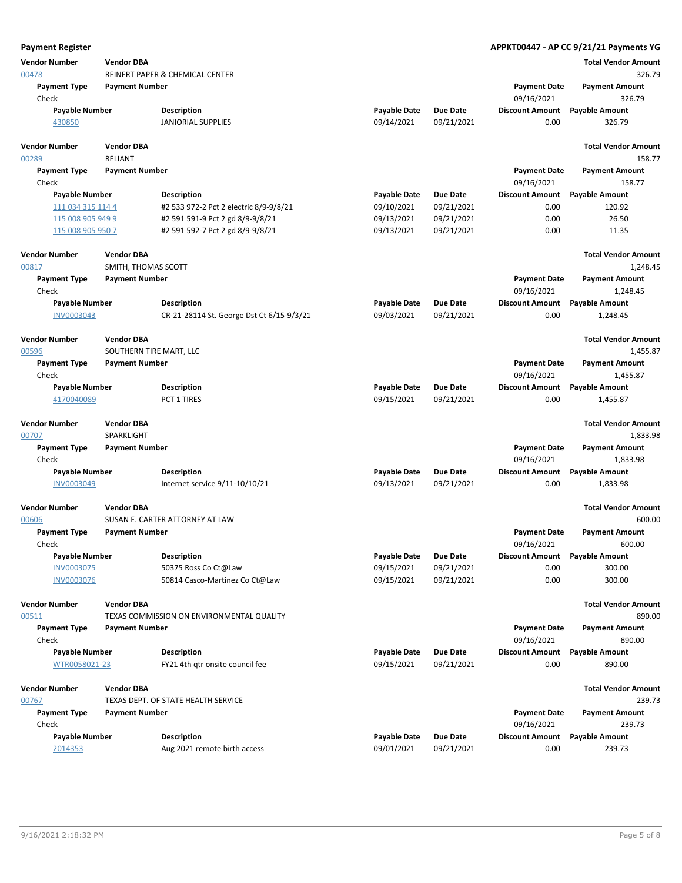**Payment Register** **APPKT00447 - AP CC 9/21/21 Payments YG**

| Vendor Number | Vendor DBA | | | | | Total Vendor Amount |
|---|---|---|---|---|---|---|
| 00478 | REINERT PAPER & CHEMICAL CENTER | | | | | 326.79 |
| **Payment Type** | **Payment Number** | | | | **Payment Date** | **Payment Amount** |
| Check | | | | | 09/16/2021 | 326.79 |
| **Payable Number** | **Description** | | **Payable Date** | **Due Date** | **Discount Amount** | **Payable Amount** |
| 430850 | JANIORIAL SUPPLIES | | 09/14/2021 | 09/21/2021 | 0.00 | 326.79 |

| Vendor Number | Vendor DBA | | | | | Total Vendor Amount |
|---|---|---|---|---|---|---|
| 00289 | RELIANT | | | | | 158.77 |
| **Payment Type** | **Payment Number** | | | | **Payment Date** | **Payment Amount** |
| Check | | | | | 09/16/2021 | 158.77 |
| **Payable Number** | **Description** | | **Payable Date** | **Due Date** | **Discount Amount** | **Payable Amount** |
| 111 034 315 114 4 | #2 533 972-2 Pct 2 electric 8/9-9/8/21 | | 09/10/2021 | 09/21/2021 | 0.00 | 120.92 |
| 115 008 905 949 9 | #2 591 591-9 Pct 2 gd 8/9-9/8/21 | | 09/13/2021 | 09/21/2021 | 0.00 | 26.50 |
| 115 008 905 950 7 | #2 591 592-7 Pct 2 gd 8/9-9/8/21 | | 09/13/2021 | 09/21/2021 | 0.00 | 11.35 |

| Vendor Number | Vendor DBA | | | | | Total Vendor Amount |
|---|---|---|---|---|---|---|
| 00817 | SMITH, THOMAS SCOTT | | | | | 1,248.45 |
| **Payment Type** | **Payment Number** | | | | **Payment Date** | **Payment Amount** |
| Check | | | | | 09/16/2021 | 1,248.45 |
| **Payable Number** | **Description** | | **Payable Date** | **Due Date** | **Discount Amount** | **Payable Amount** |
| INV0003043 | CR-21-28114 St. George Dst Ct 6/15-9/3/21 | | 09/03/2021 | 09/21/2021 | 0.00 | 1,248.45 |

| Vendor Number | Vendor DBA | | | | | Total Vendor Amount |
|---|---|---|---|---|---|---|
| 00596 | SOUTHERN TIRE MART, LLC | | | | | 1,455.87 |
| **Payment Type** | **Payment Number** | | | | **Payment Date** | **Payment Amount** |
| Check | | | | | 09/16/2021 | 1,455.87 |
| **Payable Number** | **Description** | | **Payable Date** | **Due Date** | **Discount Amount** | **Payable Amount** |
| 4170040089 | PCT 1 TIRES | | 09/15/2021 | 09/21/2021 | 0.00 | 1,455.87 |

| Vendor Number | Vendor DBA | | | | | Total Vendor Amount |
|---|---|---|---|---|---|---|
| 00707 | SPARKLIGHT | | | | | 1,833.98 |
| **Payment Type** | **Payment Number** | | | | **Payment Date** | **Payment Amount** |
| Check | | | | | 09/16/2021 | 1,833.98 |
| **Payable Number** | **Description** | | **Payable Date** | **Due Date** | **Discount Amount** | **Payable Amount** |
| INV0003049 | Internet service 9/11-10/10/21 | | 09/13/2021 | 09/21/2021 | 0.00 | 1,833.98 |

| Vendor Number | Vendor DBA | | | | | Total Vendor Amount |
|---|---|---|---|---|---|---|
| 00606 | SUSAN E. CARTER ATTORNEY AT LAW | | | | | 600.00 |
| **Payment Type** | **Payment Number** | | | | **Payment Date** | **Payment Amount** |
| Check | | | | | 09/16/2021 | 600.00 |
| **Payable Number** | **Description** | | **Payable Date** | **Due Date** | **Discount Amount** | **Payable Amount** |
| INV0003075 | 50375 Ross Co Ct@Law | | 09/15/2021 | 09/21/2021 | 0.00 | 300.00 |
| INV0003076 | 50814 Casco-Martinez Co Ct@Law | | 09/15/2021 | 09/21/2021 | 0.00 | 300.00 |

| Vendor Number | Vendor DBA | | | | | Total Vendor Amount |
|---|---|---|---|---|---|---|
| 00511 | TEXAS COMMISSION ON ENVIRONMENTAL QUALITY | | | | | 890.00 |
| **Payment Type** | **Payment Number** | | | | **Payment Date** | **Payment Amount** |
| Check | | | | | 09/16/2021 | 890.00 |
| **Payable Number** | **Description** | | **Payable Date** | **Due Date** | **Discount Amount** | **Payable Amount** |
| WTR0058021-23 | FY21 4th qtr onsite council fee | | 09/15/2021 | 09/21/2021 | 0.00 | 890.00 |

| Vendor Number | Vendor DBA | | | | | Total Vendor Amount |
|---|---|---|---|---|---|---|
| 00767 | TEXAS DEPT. OF STATE HEALTH SERVICE | | | | | 239.73 |
| **Payment Type** | **Payment Number** | | | | **Payment Date** | **Payment Amount** |
| Check | | | | | 09/16/2021 | 239.73 |
| **Payable Number** | **Description** | | **Payable Date** | **Due Date** | **Discount Amount** | **Payable Amount** |
| 2014353 | Aug 2021 remote birth access | | 09/01/2021 | 09/21/2021 | 0.00 | 239.73 |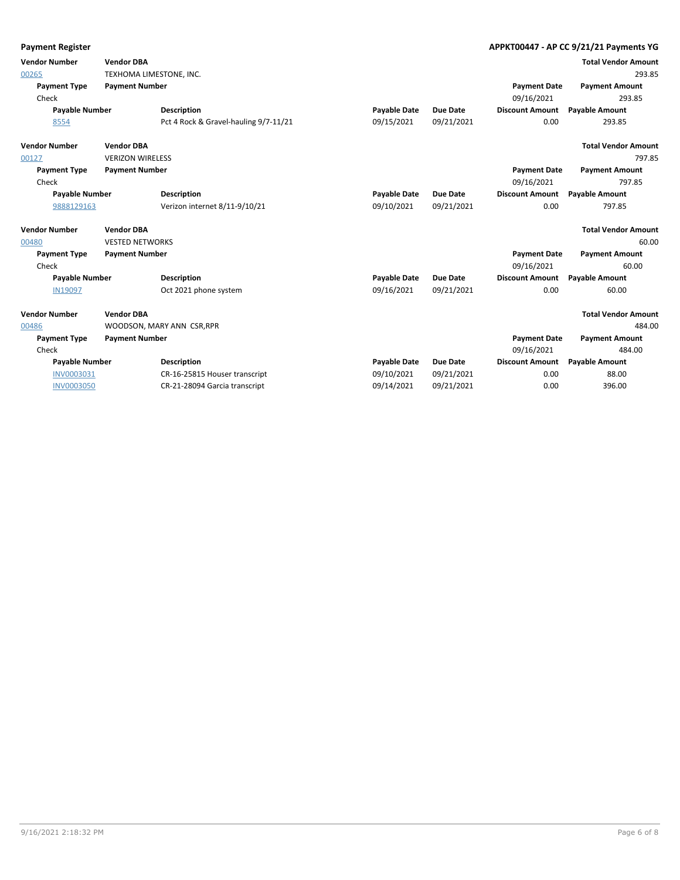**Payment Register** **APPKT00447 - AP CC 9/21/21 Payments YG**

| Vendor Number | Vendor DBA | | | | | Total Vendor Amount |
|---|---|---|---|---|---|---|
| 00265 | TEXHOMA LIMESTONE, INC. | | | | | 293.85 |
| **Payment Type** | **Payment Number** | | | | **Payment Date** | **Payment Amount** |
| Check | | | | | 09/16/2021 | 293.85 |
| **Payable Number** | | **Description** | **Payable Date** | **Due Date** | **Discount Amount** | **Payable Amount** |
| 8554 | | Pct 4 Rock & Gravel-hauling 9/7-11/21 | 09/15/2021 | 09/21/2021 | 0.00 | 293.85 |

| Vendor Number | Vendor DBA | | | | | Total Vendor Amount |
|---|---|---|---|---|---|---|
| 00127 | VERIZON WIRELESS | | | | | 797.85 |
| **Payment Type** | **Payment Number** | | | | **Payment Date** | **Payment Amount** |
| Check | | | | | 09/16/2021 | 797.85 |
| **Payable Number** | | **Description** | **Payable Date** | **Due Date** | **Discount Amount** | **Payable Amount** |
| 9888129163 | | Verizon internet 8/11-9/10/21 | 09/10/2021 | 09/21/2021 | 0.00 | 797.85 |

| Vendor Number | Vendor DBA | | | | | Total Vendor Amount |
|---|---|---|---|---|---|---|
| 00480 | VESTED NETWORKS | | | | | 60.00 |
| **Payment Type** | **Payment Number** | | | | **Payment Date** | **Payment Amount** |
| Check | | | | | 09/16/2021 | 60.00 |
| **Payable Number** | | **Description** | **Payable Date** | **Due Date** | **Discount Amount** | **Payable Amount** |
| IN19097 | | Oct 2021 phone system | 09/16/2021 | 09/21/2021 | 0.00 | 60.00 |

| Vendor Number | Vendor DBA | | | | | Total Vendor Amount |
|---|---|---|---|---|---|---|
| 00486 | WOODSON, MARY ANN CSR,RPR | | | | | 484.00 |
| **Payment Type** | **Payment Number** | | | | **Payment Date** | **Payment Amount** |
| Check | | | | | 09/16/2021 | 484.00 |
| **Payable Number** | | **Description** | **Payable Date** | **Due Date** | **Discount Amount** | **Payable Amount** |
| INV0003031 | | CR-16-25815 Houser transcript | 09/10/2021 | 09/21/2021 | 0.00 | 88.00 |
| INV0003050 | | CR-21-28094 Garcia transcript | 09/14/2021 | 09/21/2021 | 0.00 | 396.00 |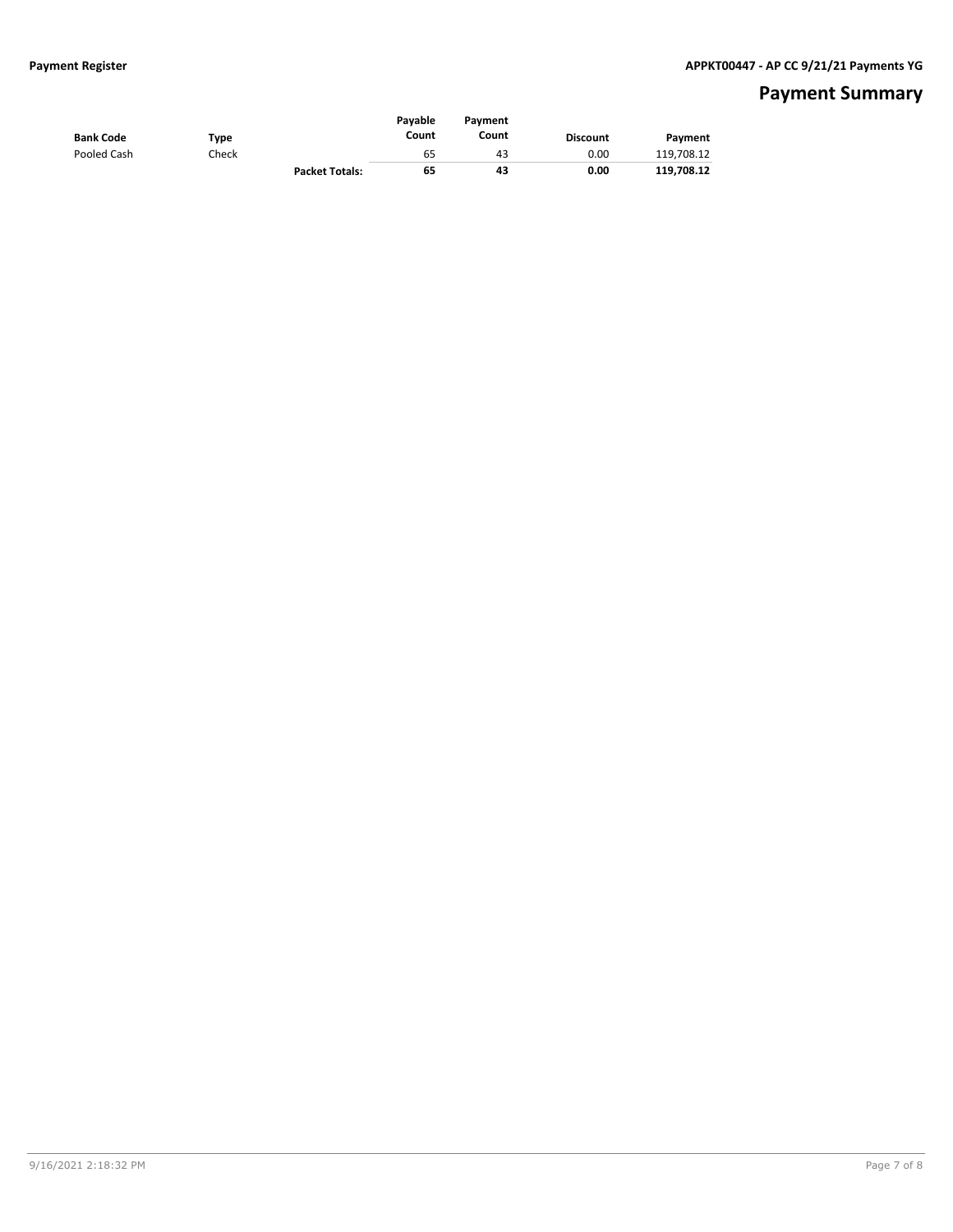# Payment Summary

| Bank Code | Type | | Payable Count | Payment Count | Discount | Payment |
|---|---|---|---|---|---|---|
| Pooled Cash | Check | | 65 | 43 | 0.00 | 119,708.12 |
| | | **Packet Totals:** | **65** | **43** | **0.00** | **119,708.12** |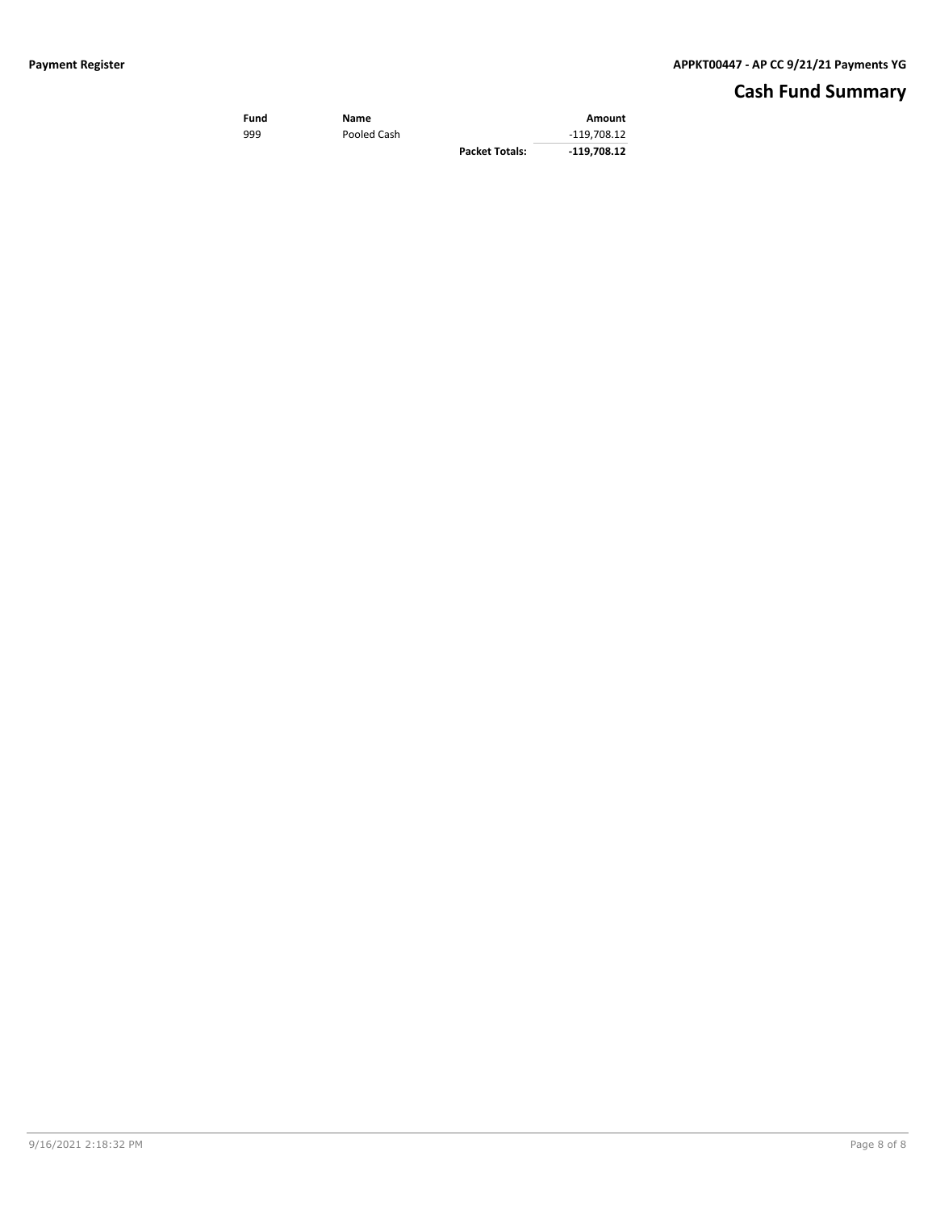# Cash Fund Summary

| Fund | Name | | Amount |
|---|---|---|---|
| 999 | Pooled Cash | | -119,708.12 |
| | | **Packet Totals:** | **-119,708.12** |